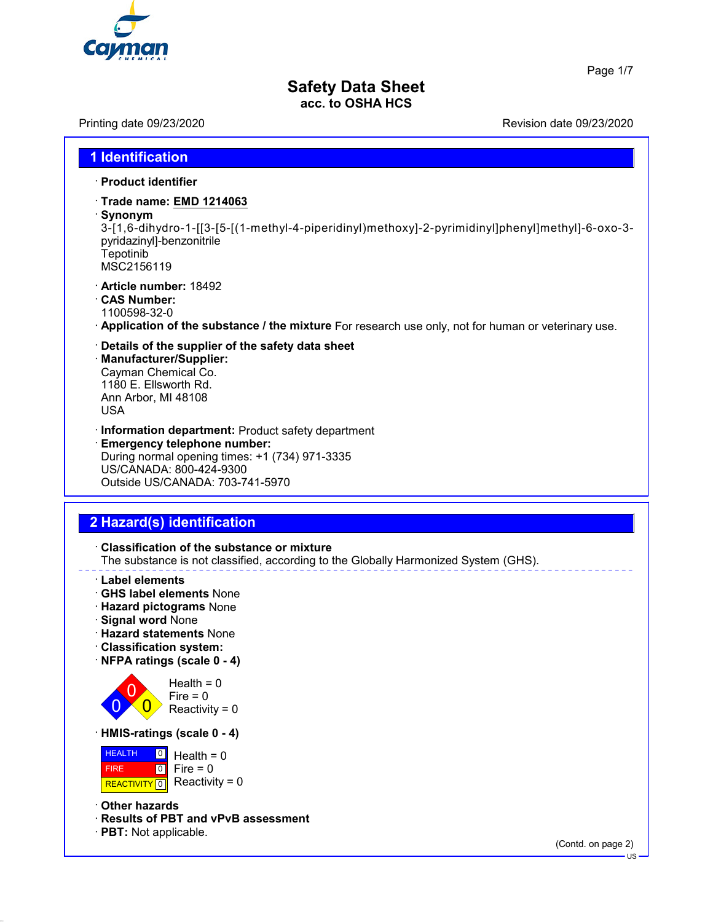# Safety Data Sheet
acc. to OSHA HCS

Printing date 09/23/2020 Revision date 09/23/2020

## 1 Identification

· **Product identifier**

· **Trade name:** **EMD 1214063**

· **Synonym**
3-[1,6-dihydro-1-[[3-[5-[(1-methyl-4-piperidinyl)methoxy]-2-pyrimidinyl]phenyl]methyl]-6-oxo-3-pyridazinyl]-benzonitrile
Tepotinib
MSC2156119

· **Article number:** 18492

· **CAS Number:**
1100598-32-0

· **Application of the substance / the mixture** For research use only, not for human or veterinary use.

· **Details of the supplier of the safety data sheet**

· **Manufacturer/Supplier:**
Cayman Chemical Co.
1180 E. Ellsworth Rd.
Ann Arbor, MI 48108
USA

· **Information department:** Product safety department

· **Emergency telephone number:**
During normal opening times: +1 (734) 971-3335
US/CANADA: 800-424-9300
Outside US/CANADA: 703-741-5970

## 2 Hazard(s) identification

· **Classification of the substance or mixture**
The substance is not classified, according to the Globally Harmonized System (GHS).

· **Label elements**
· **GHS label elements** None
· **Hazard pictograms** None
· **Signal word** None
· **Hazard statements** None
· **Classification system:**
· **NFPA ratings (scale 0 - 4)**

Health = 0
Fire = 0
Reactivity = 0

· **HMIS-ratings (scale 0 - 4)**

| | |
|---|---|
| HEALTH | 0 |
| FIRE | 0 |
| REACTIVITY | 0 |

Health = 0
Fire = 0
Reactivity = 0

· **Other hazards**
· **Results of PBT and vPvB assessment**
· **PBT:** Not applicable.

(Contd. on page 2)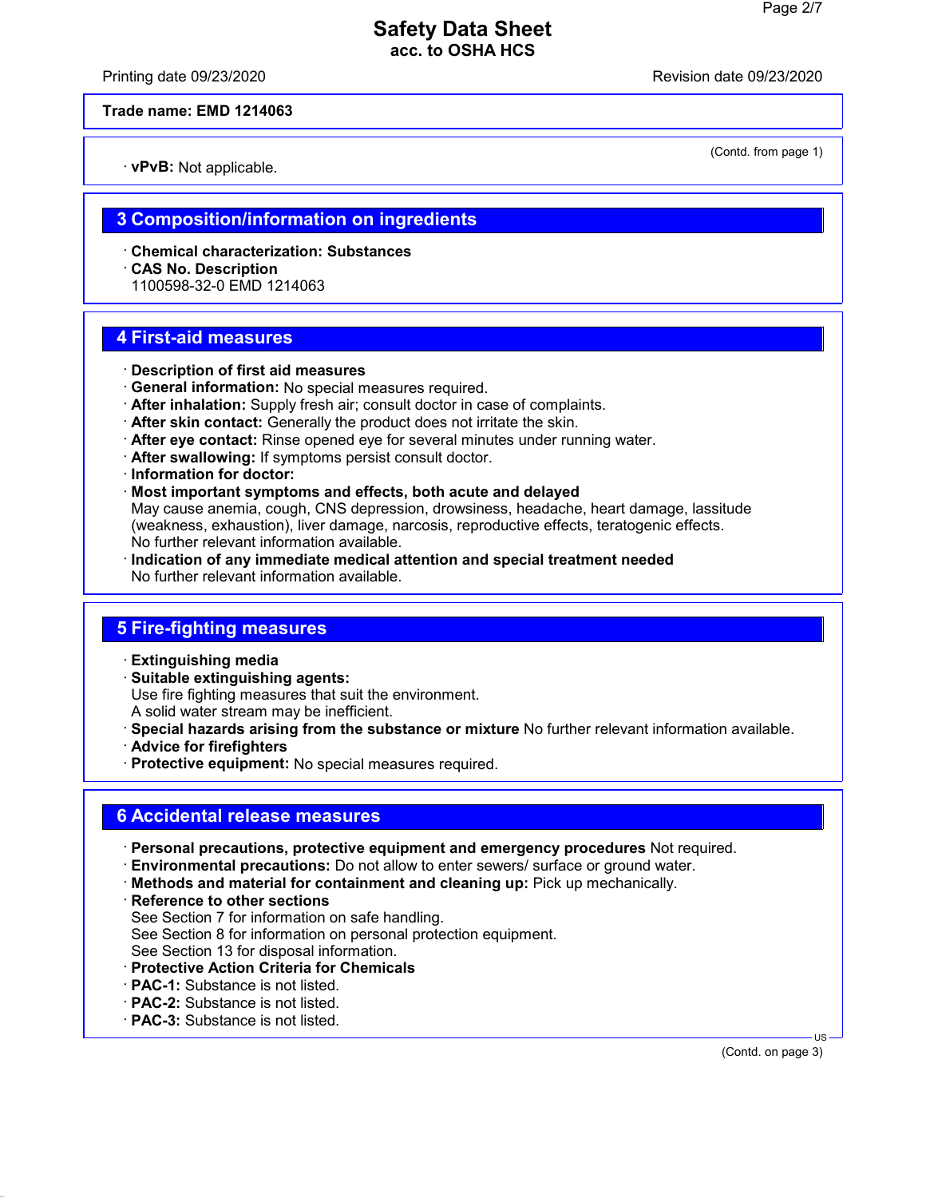(Contd. from page 1)

· **vPvB:** Not applicable.

## 3 Composition/information on ingredients

· **Chemical characterization: Substances**
· **CAS No. Description**
1100598-32-0 EMD 1214063

## 4 First-aid measures

· **Description of first aid measures**
· **General information:** No special measures required.
· **After inhalation:** Supply fresh air; consult doctor in case of complaints.
· **After skin contact:** Generally the product does not irritate the skin.
· **After eye contact:** Rinse opened eye for several minutes under running water.
· **After swallowing:** If symptoms persist consult doctor.
· **Information for doctor:**
· **Most important symptoms and effects, both acute and delayed**
May cause anemia, cough, CNS depression, drowsiness, headache, heart damage, lassitude (weakness, exhaustion), liver damage, narcosis, reproductive effects, teratogenic effects.
No further relevant information available.
· **Indication of any immediate medical attention and special treatment needed**
No further relevant information available.

## 5 Fire-fighting measures

· **Extinguishing media**
· **Suitable extinguishing agents:**
Use fire fighting measures that suit the environment.
A solid water stream may be inefficient.
· **Special hazards arising from the substance or mixture** No further relevant information available.
· **Advice for firefighters**
· **Protective equipment:** No special measures required.

## 6 Accidental release measures

· **Personal precautions, protective equipment and emergency procedures** Not required.
· **Environmental precautions:** Do not allow to enter sewers/ surface or ground water.
· **Methods and material for containment and cleaning up:** Pick up mechanically.
· **Reference to other sections**
See Section 7 for information on safe handling.
See Section 8 for information on personal protection equipment.
See Section 13 for disposal information.
· **Protective Action Criteria for Chemicals**
· **PAC-1:** Substance is not listed.
· **PAC-2:** Substance is not listed.
· **PAC-3:** Substance is not listed.

(Contd. on page 3)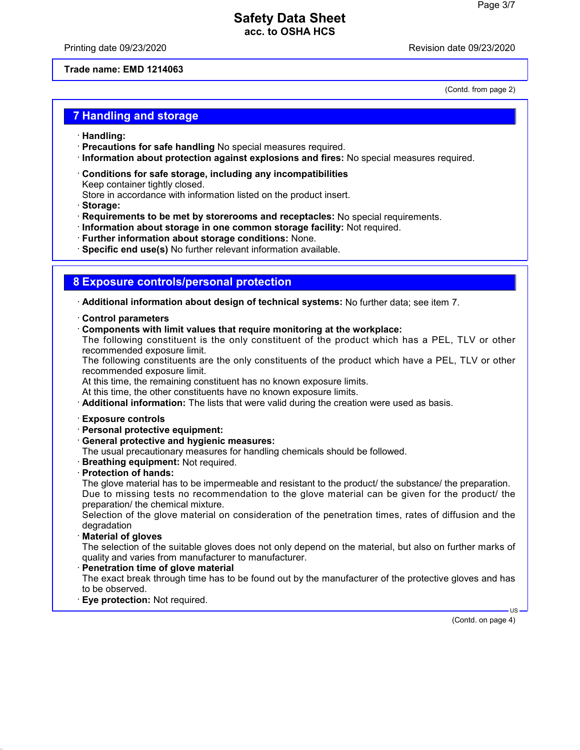Trade name: EMD 1214063

(Contd. from page 2)

## 7 Handling and storage

· **Handling:**
· **Precautions for safe handling** No special measures required.
· **Information about protection against explosions and fires:** No special measures required.

· **Conditions for safe storage, including any incompatibilities**
Keep container tightly closed.
Store in accordance with information listed on the product insert.
· **Storage:**
· **Requirements to be met by storerooms and receptacles:** No special requirements.
· **Information about storage in one common storage facility:** Not required.
· **Further information about storage conditions:** None.
· **Specific end use(s)** No further relevant information available.

## 8 Exposure controls/personal protection

· **Additional information about design of technical systems:** No further data; see item 7.

· **Control parameters**
· **Components with limit values that require monitoring at the workplace:**
The following constituent is the only constituent of the product which has a PEL, TLV or other recommended exposure limit.
The following constituents are the only constituents of the product which have a PEL, TLV or other recommended exposure limit.
At this time, the remaining constituent has no known exposure limits.
At this time, the other constituents have no known exposure limits.
· **Additional information:** The lists that were valid during the creation were used as basis.

· **Exposure controls**
· **Personal protective equipment:**
· **General protective and hygienic measures:**
The usual precautionary measures for handling chemicals should be followed.
· **Breathing equipment:** Not required.
· **Protection of hands:**
The glove material has to be impermeable and resistant to the product/ the substance/ the preparation.
Due to missing tests no recommendation to the glove material can be given for the product/ the preparation/ the chemical mixture.
Selection of the glove material on consideration of the penetration times, rates of diffusion and the degradation
· **Material of gloves**
The selection of the suitable gloves does not only depend on the material, but also on further marks of quality and varies from manufacturer to manufacturer.
· **Penetration time of glove material**
The exact break through time has to be found out by the manufacturer of the protective gloves and has to be observed.
· **Eye protection:** Not required.

(Contd. on page 4)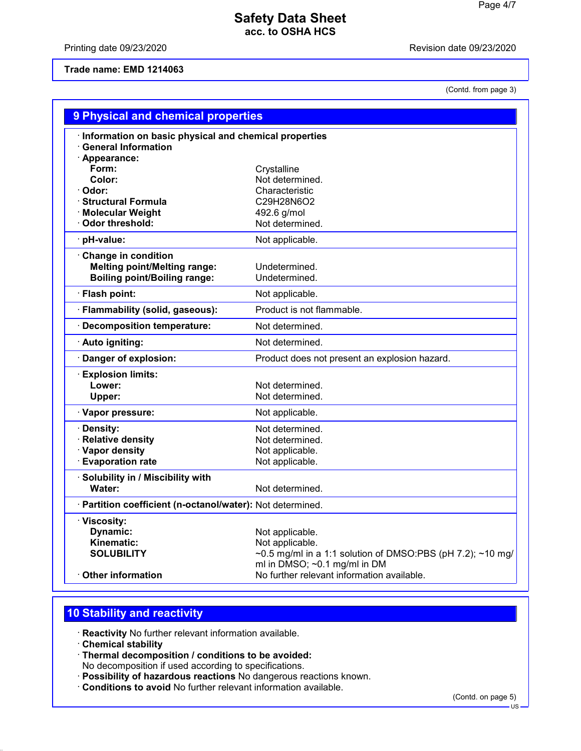Trade name: EMD 1214063

(Contd. from page 3)

## 9 Physical and chemical properties

| Property | Value |
|---|---|
| · **Information on basic physical and chemical properties** | |
| · **General Information** | |
| · **Appearance:** | |
| **Form:** | Crystalline |
| **Color:** | Not determined. |
| · **Odor:** | Characteristic |
| · **Structural Formula** | $C_{29}H_{28}N_6O_2$ |
| · **Molecular Weight** | 492.6 g/mol |
| · **Odor threshold:** | Not determined. |
| · **pH-value:** | Not applicable. |
| · **Change in condition** | |
| **Melting point/Melting range:** | Undetermined. |
| **Boiling point/Boiling range:** | Undetermined. |
| · **Flash point:** | Not applicable. |
| · **Flammability (solid, gaseous):** | Product is not flammable. |
| · **Decomposition temperature:** | Not determined. |
| · **Auto igniting:** | Not determined. |
| · **Danger of explosion:** | Product does not present an explosion hazard. |
| · **Explosion limits:** | |
| **Lower:** | Not determined. |
| **Upper:** | Not determined. |
| · **Vapor pressure:** | Not applicable. |
| · **Density:** | Not determined. |
| · **Relative density** | Not determined. |
| · **Vapor density** | Not applicable. |
| · **Evaporation rate** | Not applicable. |
| · **Solubility in / Miscibility with** | |
| **Water:** | Not determined. |
| · **Partition coefficient (n-octanol/water):** | Not determined. |
| · **Viscosity:** | |
| **Dynamic:** | Not applicable. |
| **Kinematic:** | Not applicable. |
| **SOLUBILITY** | ~0.5 mg/ml in a 1:1 solution of DMSO:PBS (pH 7.2); ~10 mg/ml in DMSO; ~0.1 mg/ml in DM |
| · **Other information** | No further relevant information available. |

## 10 Stability and reactivity

· **Reactivity** No further relevant information available.
· **Chemical stability**
· **Thermal decomposition / conditions to be avoided:**
No decomposition if used according to specifications.
· **Possibility of hazardous reactions** No dangerous reactions known.
· **Conditions to avoid** No further relevant information available.

(Contd. on page 5)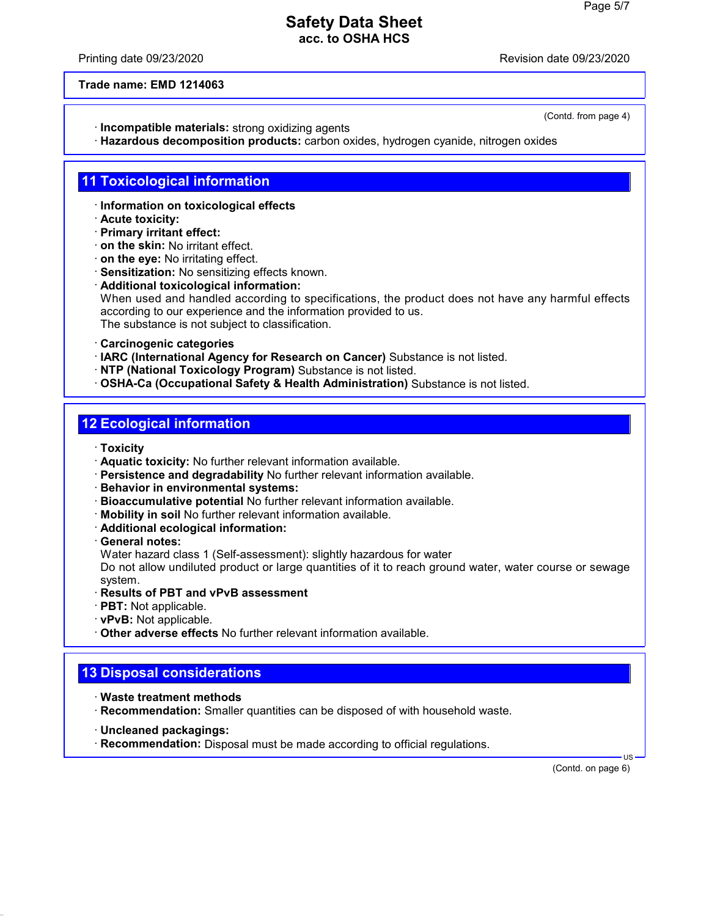**Trade name: EMD 1214063**

(Contd. from page 4)

· **Incompatible materials:** strong oxidizing agents
· **Hazardous decomposition products:** carbon oxides, hydrogen cyanide, nitrogen oxides

## 11 Toxicological information

· **Information on toxicological effects**
· **Acute toxicity:**
· **Primary irritant effect:**
· **on the skin:** No irritant effect.
· **on the eye:** No irritating effect.
· **Sensitization:** No sensitizing effects known.
· **Additional toxicological information:**
When used and handled according to specifications, the product does not have any harmful effects according to our experience and the information provided to us.
The substance is not subject to classification.

· **Carcinogenic categories**
· **IARC (International Agency for Research on Cancer)** Substance is not listed.
· **NTP (National Toxicology Program)** Substance is not listed.
· **OSHA-Ca (Occupational Safety & Health Administration)** Substance is not listed.

## 12 Ecological information

· **Toxicity**
· **Aquatic toxicity:** No further relevant information available.
· **Persistence and degradability** No further relevant information available.
· **Behavior in environmental systems:**
· **Bioaccumulative potential** No further relevant information available.
· **Mobility in soil** No further relevant information available.
· **Additional ecological information:**
· **General notes:**
Water hazard class 1 (Self-assessment): slightly hazardous for water
Do not allow undiluted product or large quantities of it to reach ground water, water course or sewage system.
· **Results of PBT and vPvB assessment**
· **PBT:** Not applicable.
· **vPvB:** Not applicable.
· **Other adverse effects** No further relevant information available.

## 13 Disposal considerations

· **Waste treatment methods**
· **Recommendation:** Smaller quantities can be disposed of with household waste.

· **Uncleaned packagings:**
· **Recommendation:** Disposal must be made according to official regulations.

(Contd. on page 6)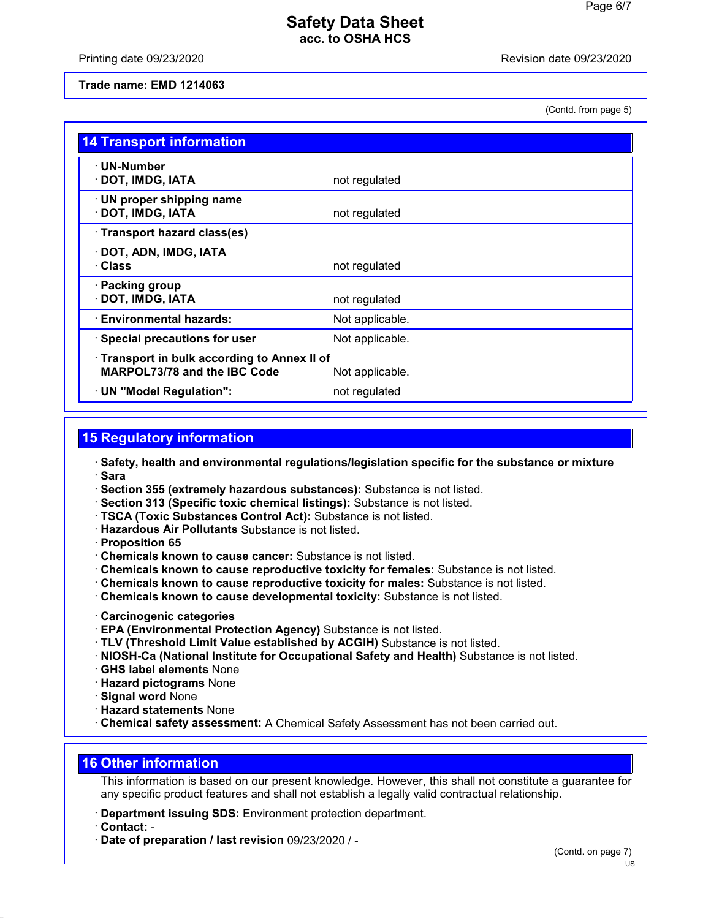Trade name: EMD 1214063

(Contd. from page 5)

## 14 Transport information

| | |
|---|---|
| · **UN-Number**<br>· **DOT, IMDG, IATA** | not regulated |
| · **UN proper shipping name**<br>· **DOT, IMDG, IATA** | not regulated |
| · **Transport hazard class(es)**<br>· **DOT, ADN, IMDG, IATA**<br>· **Class** | not regulated |
| · **Packing group**<br>· **DOT, IMDG, IATA** | not regulated |
| · **Environmental hazards:** | Not applicable. |
| · **Special precautions for user** | Not applicable. |
| · **Transport in bulk according to Annex II of MARPOL73/78 and the IBC Code** | Not applicable. |
| · **UN "Model Regulation":** | not regulated |

## 15 Regulatory information

· **Safety, health and environmental regulations/legislation specific for the substance or mixture**
· **Sara**
· **Section 355 (extremely hazardous substances):** Substance is not listed.
· **Section 313 (Specific toxic chemical listings):** Substance is not listed.
· **TSCA (Toxic Substances Control Act):** Substance is not listed.
· **Hazardous Air Pollutants** Substance is not listed.
· **Proposition 65**
· **Chemicals known to cause cancer:** Substance is not listed.
· **Chemicals known to cause reproductive toxicity for females:** Substance is not listed.
· **Chemicals known to cause reproductive toxicity for males:** Substance is not listed.
· **Chemicals known to cause developmental toxicity:** Substance is not listed.

· **Carcinogenic categories**
· **EPA (Environmental Protection Agency)** Substance is not listed.
· **TLV (Threshold Limit Value established by ACGIH)** Substance is not listed.
· **NIOSH-Ca (National Institute for Occupational Safety and Health)** Substance is not listed.
· **GHS label elements** None
· **Hazard pictograms** None
· **Signal word** None
· **Hazard statements** None
· **Chemical safety assessment:** A Chemical Safety Assessment has not been carried out.

## 16 Other information

This information is based on our present knowledge. However, this shall not constitute a guarantee for any specific product features and shall not establish a legally valid contractual relationship.

· **Department issuing SDS:** Environment protection department.
· **Contact:** -
· **Date of preparation / last revision** 09/23/2020 / -

(Contd. on page 7)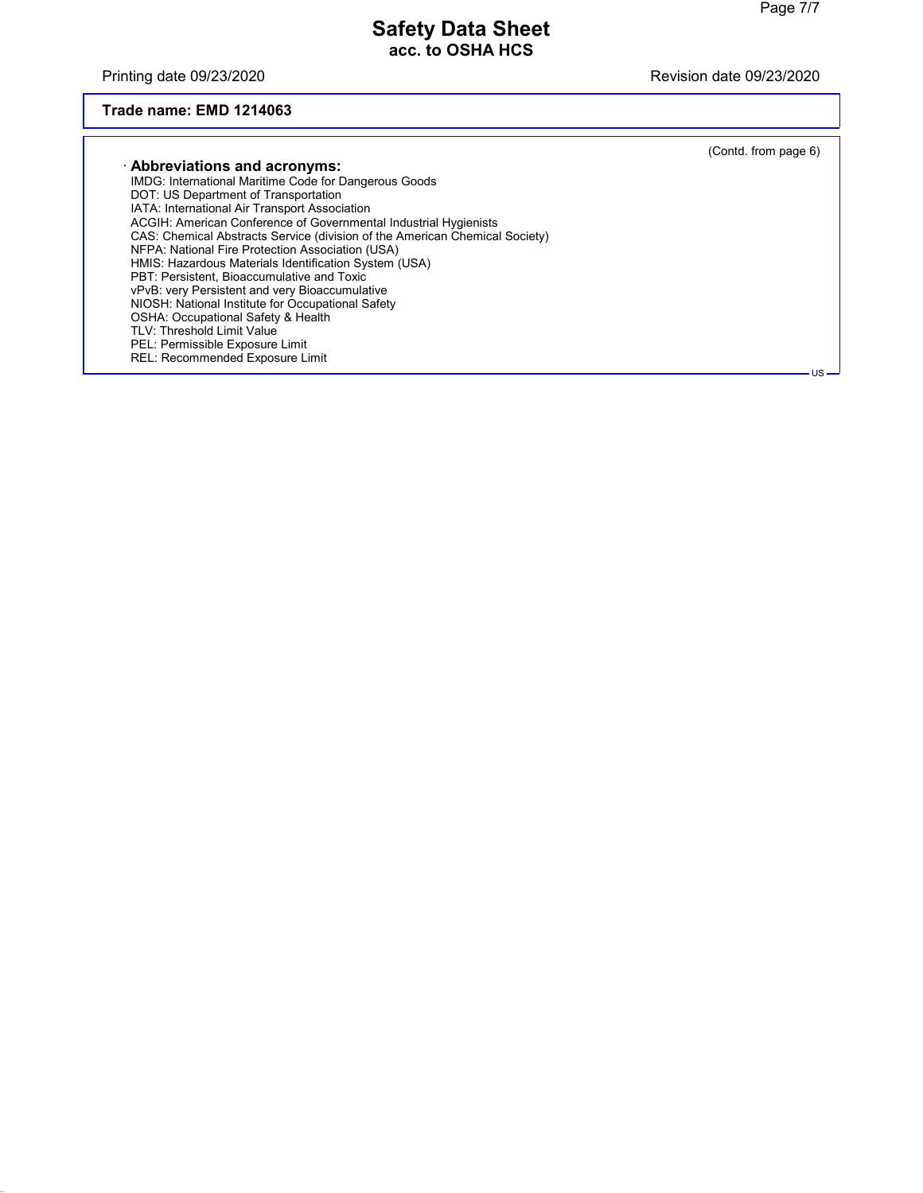(Contd. from page 6)

### · Abbreviations and acronyms:

IMDG: International Maritime Code for Dangerous Goods
DOT: US Department of Transportation
IATA: International Air Transport Association
ACGIH: American Conference of Governmental Industrial Hygienists
CAS: Chemical Abstracts Service (division of the American Chemical Society)
NFPA: National Fire Protection Association (USA)
HMIS: Hazardous Materials Identification System (USA)
PBT: Persistent, Bioaccumulative and Toxic
vPvB: very Persistent and very Bioaccumulative
NIOSH: National Institute for Occupational Safety
OSHA: Occupational Safety & Health
TLV: Threshold Limit Value
PEL: Permissible Exposure Limit
REL: Recommended Exposure Limit